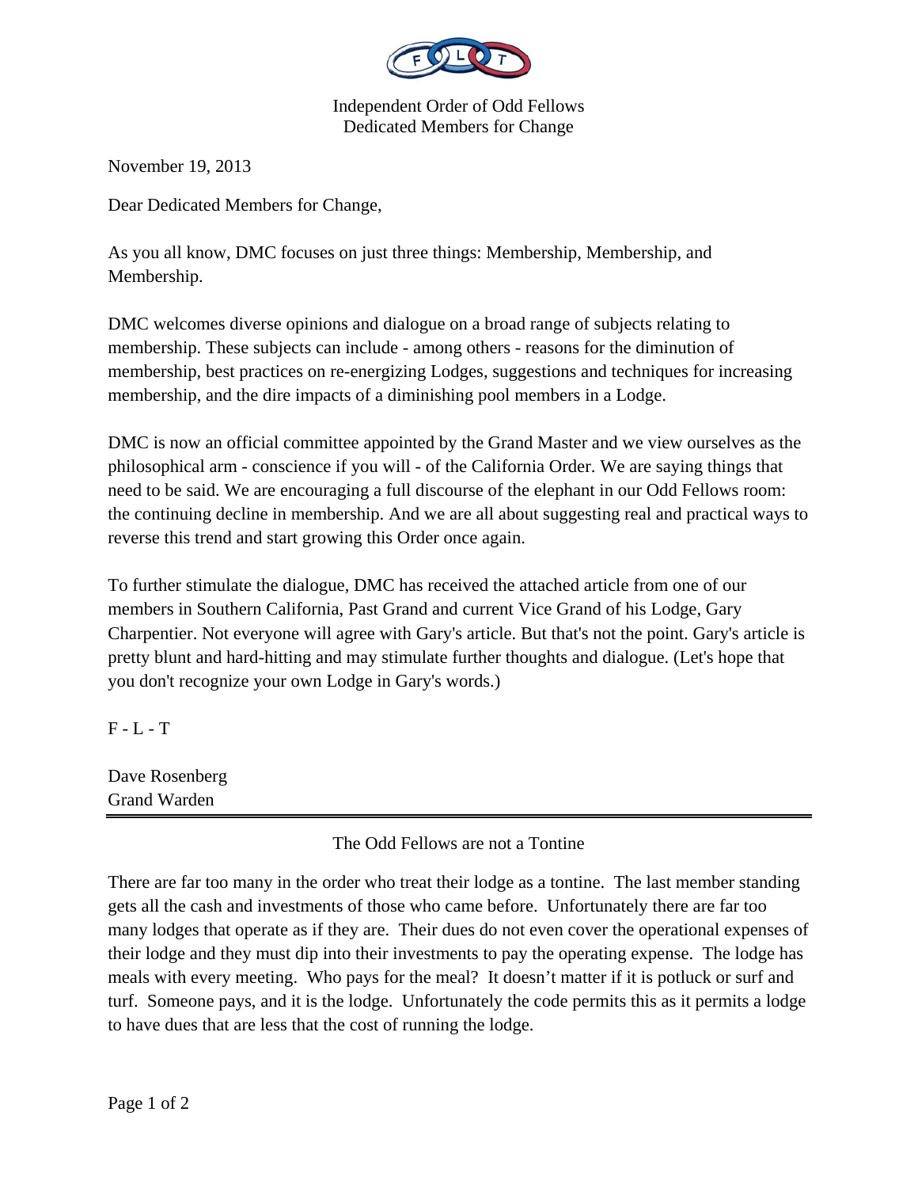Independent Order of Odd Fellows
Dedicated Members for Change

November 19, 2013

Dear Dedicated Members for Change,

As you all know, DMC focuses on just three things: Membership, Membership, and Membership.

DMC welcomes diverse opinions and dialogue on a broad range of subjects relating to membership. These subjects can include - among others - reasons for the diminution of membership, best practices on re-energizing Lodges, suggestions and techniques for increasing membership, and the dire impacts of a diminishing pool members in a Lodge.

DMC is now an official committee appointed by the Grand Master and we view ourselves as the philosophical arm - conscience if you will - of the California Order. We are saying things that need to be said. We are encouraging a full discourse of the elephant in our Odd Fellows room: the continuing decline in membership. And we are all about suggesting real and practical ways to reverse this trend and start growing this Order once again.

To further stimulate the dialogue, DMC has received the attached article from one of our members in Southern California, Past Grand and current Vice Grand of his Lodge, Gary Charpentier. Not everyone will agree with Gary's article. But that's not the point. Gary's article is pretty blunt and hard-hitting and may stimulate further thoughts and dialogue. (Let's hope that you don't recognize your own Lodge in Gary's words.)

F - L - T

Dave Rosenberg
Grand Warden

---

## The Odd Fellows are not a Tontine

There are far too many in the order who treat their lodge as a tontine. The last member standing gets all the cash and investments of those who came before. Unfortunately there are far too many lodges that operate as if they are. Their dues do not even cover the operational expenses of their lodge and they must dip into their investments to pay the operating expense. The lodge has meals with every meeting. Who pays for the meal? It doesn't matter if it is potluck or surf and turf. Someone pays, and it is the lodge. Unfortunately the code permits this as it permits a lodge to have dues that are less that the cost of running the lodge.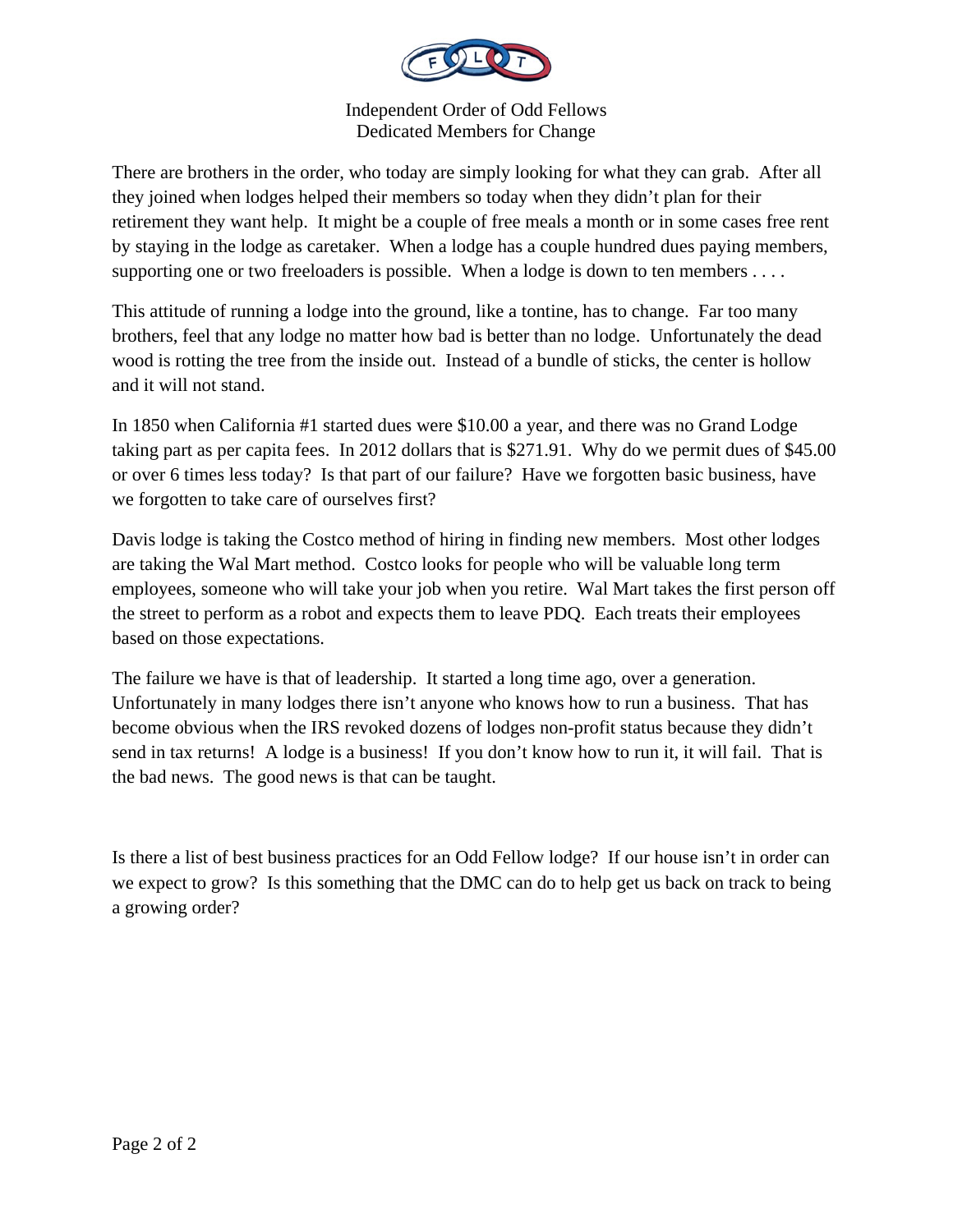Independent Order of Odd Fellows
Dedicated Members for Change

There are brothers in the order, who today are simply looking for what they can grab. After all they joined when lodges helped their members so today when they didn't plan for their retirement they want help. It might be a couple of free meals a month or in some cases free rent by staying in the lodge as caretaker. When a lodge has a couple hundred dues paying members, supporting one or two freeloaders is possible. When a lodge is down to ten members . . . .

This attitude of running a lodge into the ground, like a tontine, has to change. Far too many brothers, feel that any lodge no matter how bad is better than no lodge. Unfortunately the dead wood is rotting the tree from the inside out. Instead of a bundle of sticks, the center is hollow and it will not stand.

In 1850 when California #1 started dues were $10.00 a year, and there was no Grand Lodge taking part as per capita fees. In 2012 dollars that is $271.91. Why do we permit dues of $45.00 or over 6 times less today? Is that part of our failure? Have we forgotten basic business, have we forgotten to take care of ourselves first?

Davis lodge is taking the Costco method of hiring in finding new members. Most other lodges are taking the Wal Mart method. Costco looks for people who will be valuable long term employees, someone who will take your job when you retire. Wal Mart takes the first person off the street to perform as a robot and expects them to leave PDQ. Each treats their employees based on those expectations.

The failure we have is that of leadership. It started a long time ago, over a generation. Unfortunately in many lodges there isn't anyone who knows how to run a business. That has become obvious when the IRS revoked dozens of lodges non-profit status because they didn't send in tax returns! A lodge is a business! If you don't know how to run it, it will fail. That is the bad news. The good news is that can be taught.

Is there a list of best business practices for an Odd Fellow lodge? If our house isn't in order can we expect to grow? Is this something that the DMC can do to help get us back on track to being a growing order?